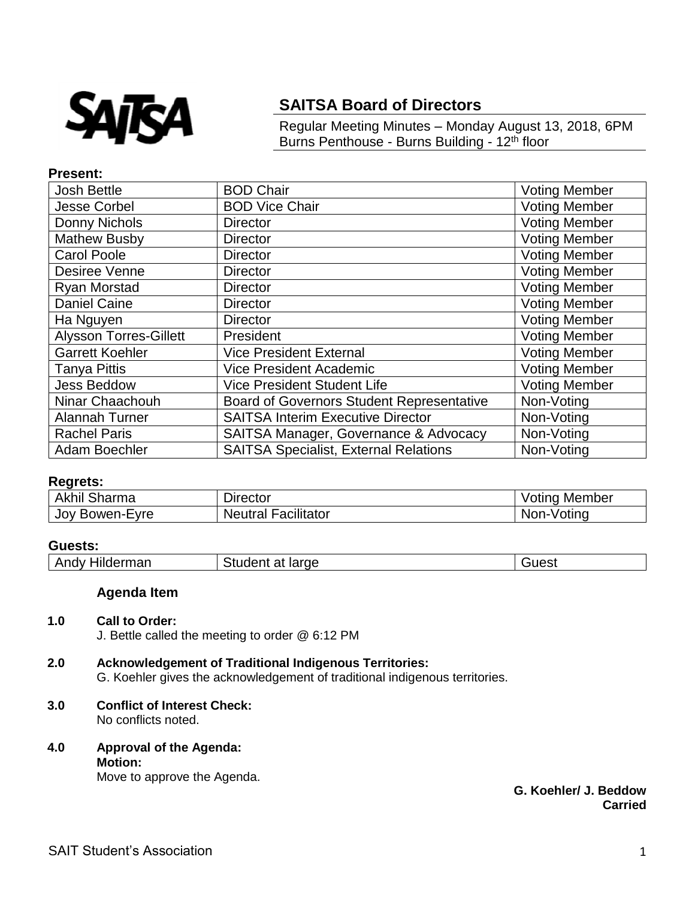SAITSA

## SAITSA Board of Directors

Regular Meeting Minutes – Monday August 13, 2018, 6PM
Burns Penthouse - Burns Building - 12th floor

**Present:**

| | | |
|---|---|---|
| Josh Bettle | BOD Chair | Voting Member |
| Jesse Corbel | BOD Vice Chair | Voting Member |
| Donny Nichols | Director | Voting Member |
| Mathew Busby | Director | Voting Member |
| Carol Poole | Director | Voting Member |
| Desiree Venne | Director | Voting Member |
| Ryan Morstad | Director | Voting Member |
| Daniel Caine | Director | Voting Member |
| Ha Nguyen | Director | Voting Member |
| Alysson Torres-Gillett | President | Voting Member |
| Garrett Koehler | Vice President External | Voting Member |
| Tanya Pittis | Vice President Academic | Voting Member |
| Jess Beddow | Vice President Student Life | Voting Member |
| Ninar Chaachouh | Board of Governors Student Representative | Non-Voting |
| Alannah Turner | SAITSA Interim Executive Director | Non-Voting |
| Rachel Paris | SAITSA Manager, Governance & Advocacy | Non-Voting |
| Adam Boechler | SAITSA Specialist, External Relations | Non-Voting |

**Regrets:**

| | | |
|---|---|---|
| Akhil Sharma | Director | Voting Member |
| Joy Bowen-Eyre | Neutral Facilitator | Non-Voting |

**Guests:**

| | | |
|---|---|---|
| Andy Hilderman | Student at large | Guest |

### Agenda Item

**1.0 Call to Order:**
J. Bettle called the meeting to order @ 6:12 PM

**2.0 Acknowledgement of Traditional Indigenous Territories:**
G. Koehler gives the acknowledgement of traditional indigenous territories.

**3.0 Conflict of Interest Check:**
No conflicts noted.

**4.0 Approval of the Agenda:**
**Motion:**
Move to approve the Agenda.

**G. Koehler/ J. Beddow**
**Carried**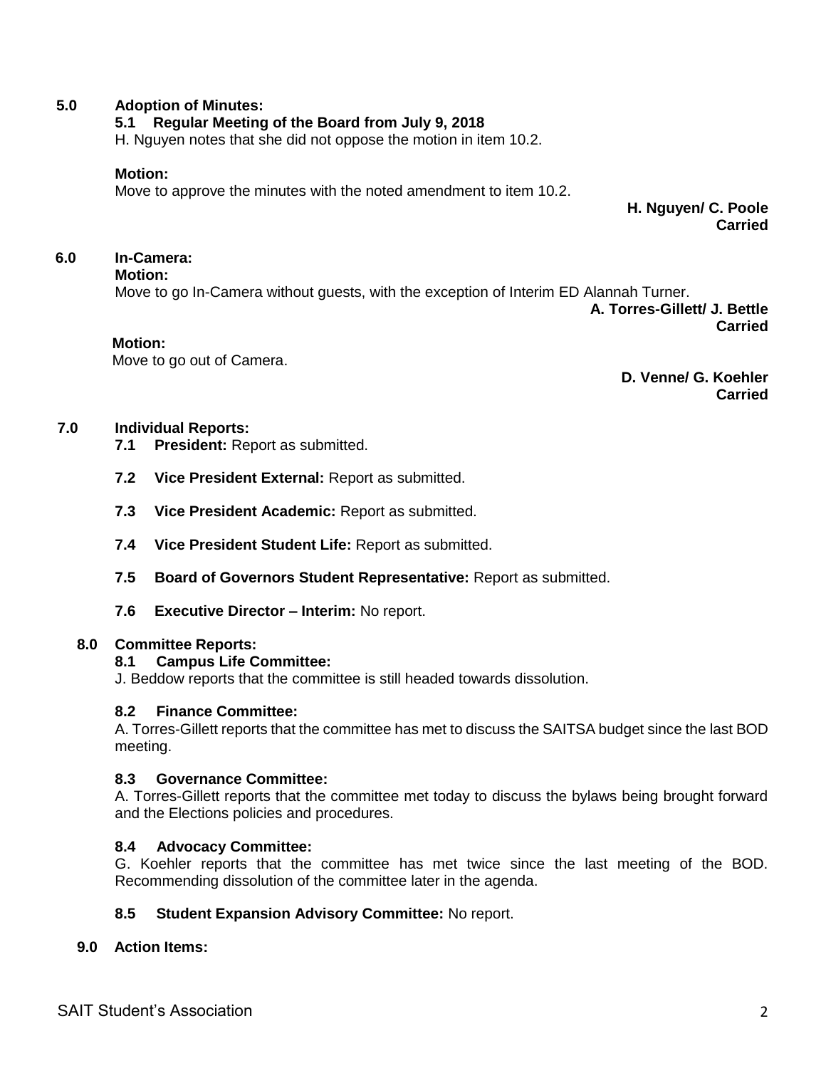**5.0 Adoption of Minutes:**

**5.1 Regular Meeting of the Board from July 9, 2018**

H. Nguyen notes that she did not oppose the motion in item 10.2.

**Motion:**

Move to approve the minutes with the noted amendment to item 10.2.

**H. Nguyen/ C. Poole**
**Carried**

**6.0 In-Camera:**

**Motion:**

Move to go In-Camera without guests, with the exception of Interim ED Alannah Turner.

**A. Torres-Gillett/ J. Bettle**
**Carried**

**Motion:**

Move to go out of Camera.

**D. Venne/ G. Koehler**
**Carried**

**7.0 Individual Reports:**

**7.1 President:** Report as submitted.

**7.2 Vice President External:** Report as submitted.

**7.3 Vice President Academic:** Report as submitted.

**7.4 Vice President Student Life:** Report as submitted.

**7.5 Board of Governors Student Representative:** Report as submitted.

**7.6 Executive Director – Interim:** No report.

**8.0 Committee Reports:**

**8.1 Campus Life Committee:**

J. Beddow reports that the committee is still headed towards dissolution.

**8.2 Finance Committee:**

A. Torres-Gillett reports that the committee has met to discuss the SAITSA budget since the last BOD meeting.

**8.3 Governance Committee:**

A. Torres-Gillett reports that the committee met today to discuss the bylaws being brought forward and the Elections policies and procedures.

**8.4 Advocacy Committee:**

G. Koehler reports that the committee has met twice since the last meeting of the BOD. Recommending dissolution of the committee later in the agenda.

**8.5 Student Expansion Advisory Committee:** No report.

**9.0 Action Items:**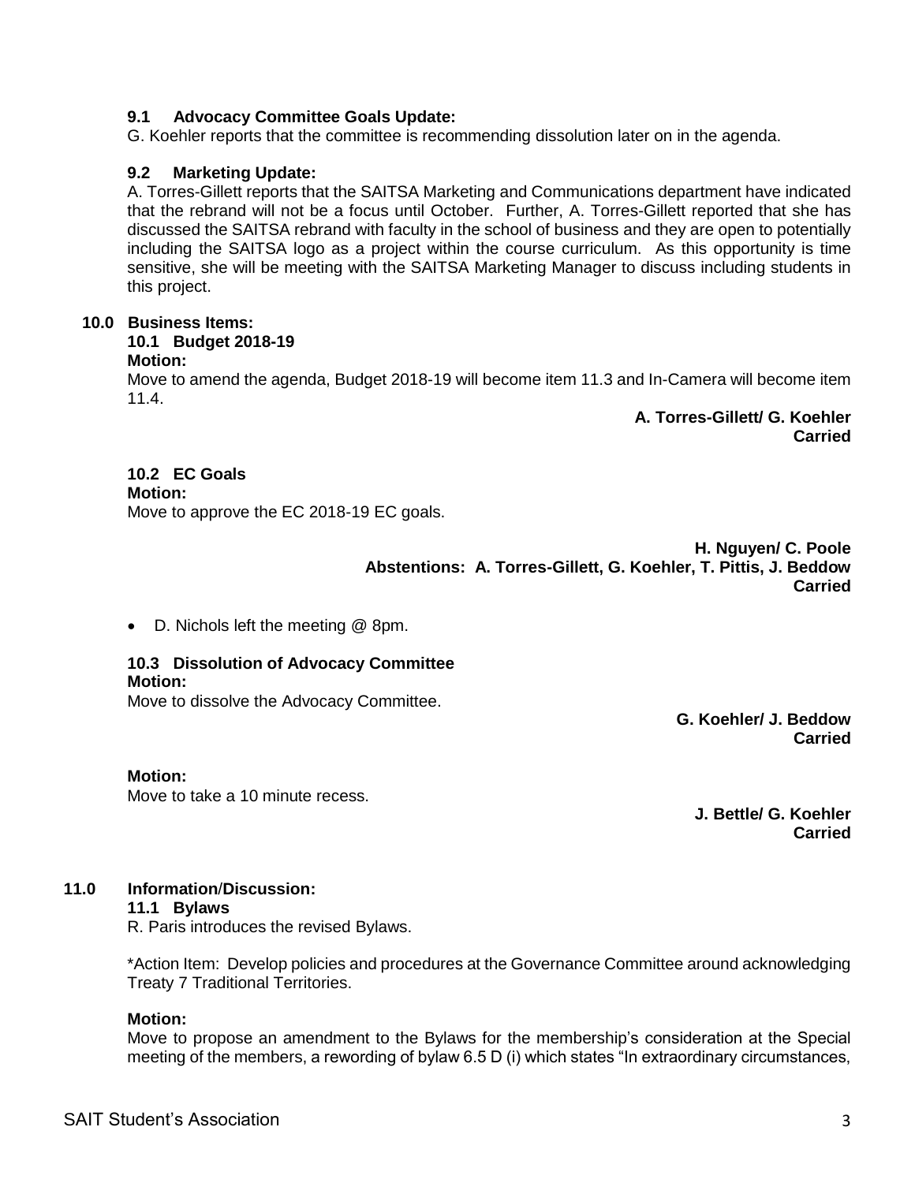### 9.1 Advocacy Committee Goals Update:

G. Koehler reports that the committee is recommending dissolution later on in the agenda.

### 9.2 Marketing Update:

A. Torres-Gillett reports that the SAITSA Marketing and Communications department have indicated that the rebrand will not be a focus until October. Further, A. Torres-Gillett reported that she has discussed the SAITSA rebrand with faculty in the school of business and they are open to potentially including the SAITSA logo as a project within the course curriculum. As this opportunity is time sensitive, she will be meeting with the SAITSA Marketing Manager to discuss including students in this project.

## 10.0 Business Items:

### 10.1 Budget 2018-19

**Motion:**

Move to amend the agenda, Budget 2018-19 will become item 11.3 and In-Camera will become item 11.4.

**A. Torres-Gillett/ G. Koehler**
**Carried**

### 10.2 EC Goals

**Motion:**

Move to approve the EC 2018-19 EC goals.

**H. Nguyen/ C. Poole**
**Abstentions: A. Torres-Gillett, G. Koehler, T. Pittis, J. Beddow**
**Carried**

- D. Nichols left the meeting @ 8pm.

### 10.3 Dissolution of Advocacy Committee

**Motion:**

Move to dissolve the Advocacy Committee.

**G. Koehler/ J. Beddow**
**Carried**

**Motion:**

Move to take a 10 minute recess.

**J. Bettle/ G. Koehler**
**Carried**

## 11.0 Information/Discussion:

### 11.1 Bylaws

R. Paris introduces the revised Bylaws.

*Action Item: Develop policies and procedures at the Governance Committee around acknowledging Treaty 7 Traditional Territories.

**Motion:**

Move to propose an amendment to the Bylaws for the membership's consideration at the Special meeting of the members, a rewording of bylaw 6.5 D (i) which states "In extraordinary circumstances,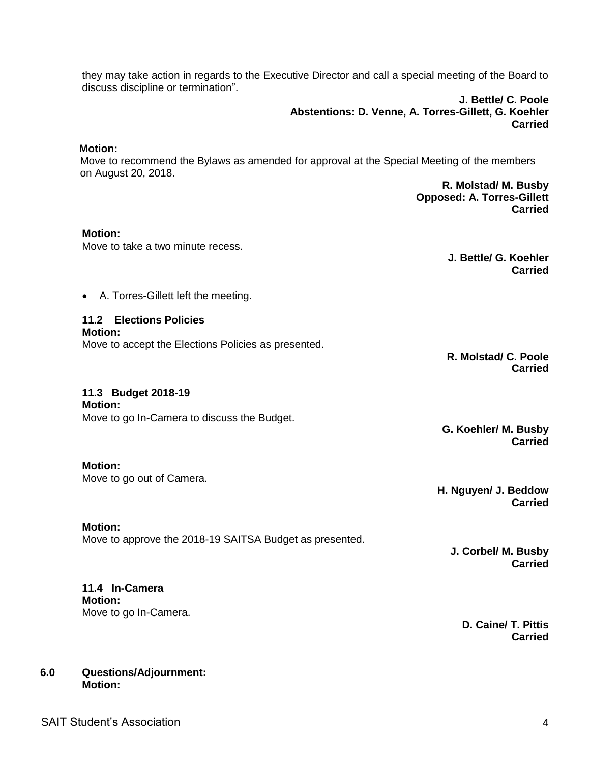they may take action in regards to the Executive Director and call a special meeting of the Board to discuss discipline or termination".

**J. Bettle/ C. Poole**
**Abstentions: D. Venne, A. Torres-Gillett, G. Koehler**
**Carried**

**Motion:**
Move to recommend the Bylaws as amended for approval at the Special Meeting of the members on August 20, 2018.

**R. Molstad/ M. Busby**
**Opposed: A. Torres-Gillett**
**Carried**

**Motion:**
Move to take a two minute recess.

**J. Bettle/ G. Koehler**
**Carried**

- A. Torres-Gillett left the meeting.

**11.2 Elections Policies**
**Motion:**
Move to accept the Elections Policies as presented.

**R. Molstad/ C. Poole**
**Carried**

**11.3 Budget 2018-19**
**Motion:**
Move to go In-Camera to discuss the Budget.

**G. Koehler/ M. Busby**
**Carried**

**Motion:**
Move to go out of Camera.

**H. Nguyen/ J. Beddow**
**Carried**

**Motion:**
Move to approve the 2018-19 SAITSA Budget as presented.

**J. Corbel/ M. Busby**
**Carried**

**11.4 In-Camera**
**Motion:**
Move to go In-Camera.

**D. Caine/ T. Pittis**
**Carried**

**6.0 Questions/Adjournment:**
**Motion:**

SAIT Student's Association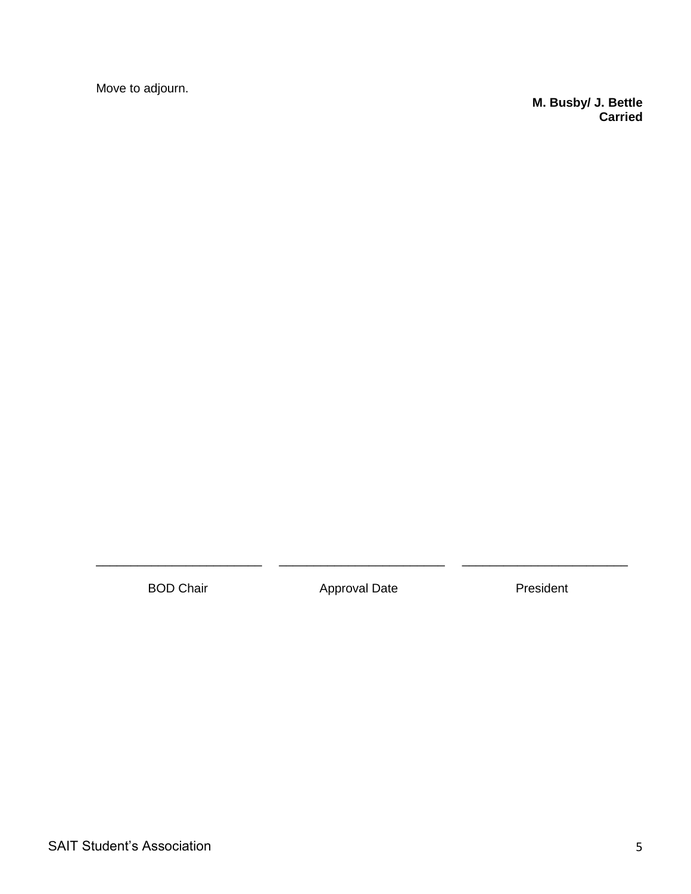Move to adjourn.

**M. Busby/ J. Bettle**
**Carried**

| | | |
|---|---|---|
| ______________________ | ______________________ | ______________________ |
| BOD Chair | Approval Date | President |